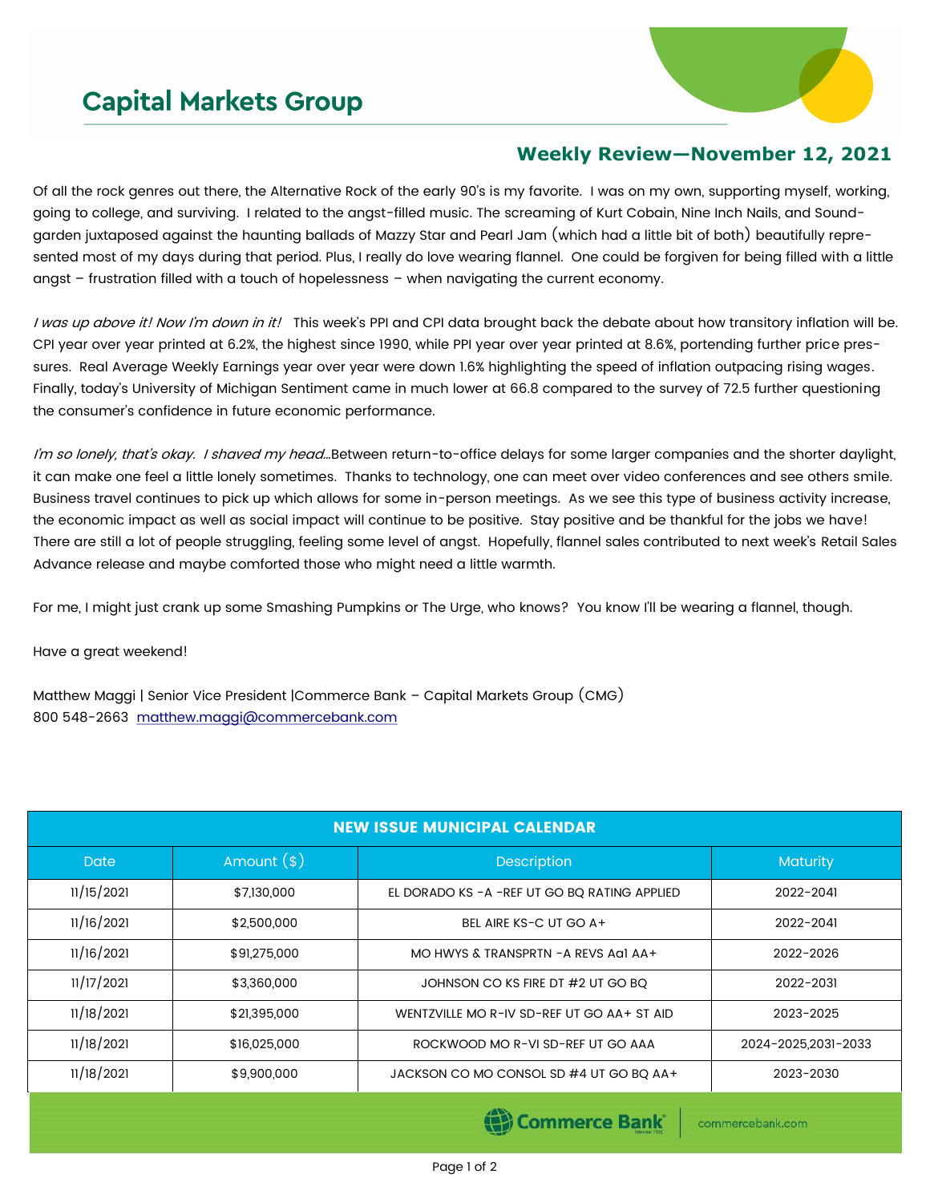# Capital Markets Group

## Weekly Review—November 12, 2021

Of all the rock genres out there, the Alternative Rock of the early 90's is my favorite. I was on my own, supporting myself, working, going to college, and surviving. I related to the angst-filled music. The screaming of Kurt Cobain, Nine Inch Nails, and Soundgarden juxtaposed against the haunting ballads of Mazzy Star and Pearl Jam (which had a little bit of both) beautifully represented most of my days during that period. Plus, I really do love wearing flannel. One could be forgiven for being filled with a little angst – frustration filled with a touch of hopelessness – when navigating the current economy.

*I was up above it! Now I'm down in it!* This week's PPI and CPI data brought back the debate about how transitory inflation will be. CPI year over year printed at 6.2%, the highest since 1990, while PPI year over year printed at 8.6%, portending further price pressures. Real Average Weekly Earnings year over year were down 1.6% highlighting the speed of inflation outpacing rising wages. Finally, today's University of Michigan Sentiment came in much lower at 66.8 compared to the survey of 72.5 further questioning the consumer's confidence in future economic performance.

*I'm so lonely, that's okay. I shaved my head…* Between return-to-office delays for some larger companies and the shorter daylight, it can make one feel a little lonely sometimes. Thanks to technology, one can meet over video conferences and see others smile. Business travel continues to pick up which allows for some in-person meetings. As we see this type of business activity increase, the economic impact as well as social impact will continue to be positive. Stay positive and be thankful for the jobs we have! There are still a lot of people struggling, feeling some level of angst. Hopefully, flannel sales contributed to next week's Retail Sales Advance release and maybe comforted those who might need a little warmth.

For me, I might just crank up some Smashing Pumpkins or The Urge, who knows? You know I'll be wearing a flannel, though.

Have a great weekend!

Matthew Maggi | Senior Vice President |Commerce Bank – Capital Markets Group (CMG)
800 548-2663 matthew.maggi@commercebank.com

| NEW ISSUE MUNICIPAL CALENDAR | | | |
|---|---|---|---|
| Date | Amount ($) | Description | Maturity |
| 11/15/2021 | $7,130,000 | EL DORADO KS -A -REF UT GO BQ RATING APPLIED | 2022-2041 |
| 11/16/2021 | $2,500,000 | BEL AIRE KS-C UT GO A+ | 2022-2041 |
| 11/16/2021 | $91,275,000 | MO HWYS & TRANSPRTN -A REVS Aa1 AA+ | 2022-2026 |
| 11/17/2021 | $3,360,000 | JOHNSON CO KS FIRE DT #2 UT GO BQ | 2022-2031 |
| 11/18/2021 | $21,395,000 | WENTZVILLE MO R-IV SD-REF UT GO AA+ ST AID | 2023-2025 |
| 11/18/2021 | $16,025,000 | ROCKWOOD MO R-VI SD-REF UT GO AAA | 2024-2025,2031-2033 |
| 11/18/2021 | $9,900,000 | JACKSON CO MO CONSOL SD #4 UT GO BQ AA+ | 2023-2030 |

Commerce Bank | commercebank.com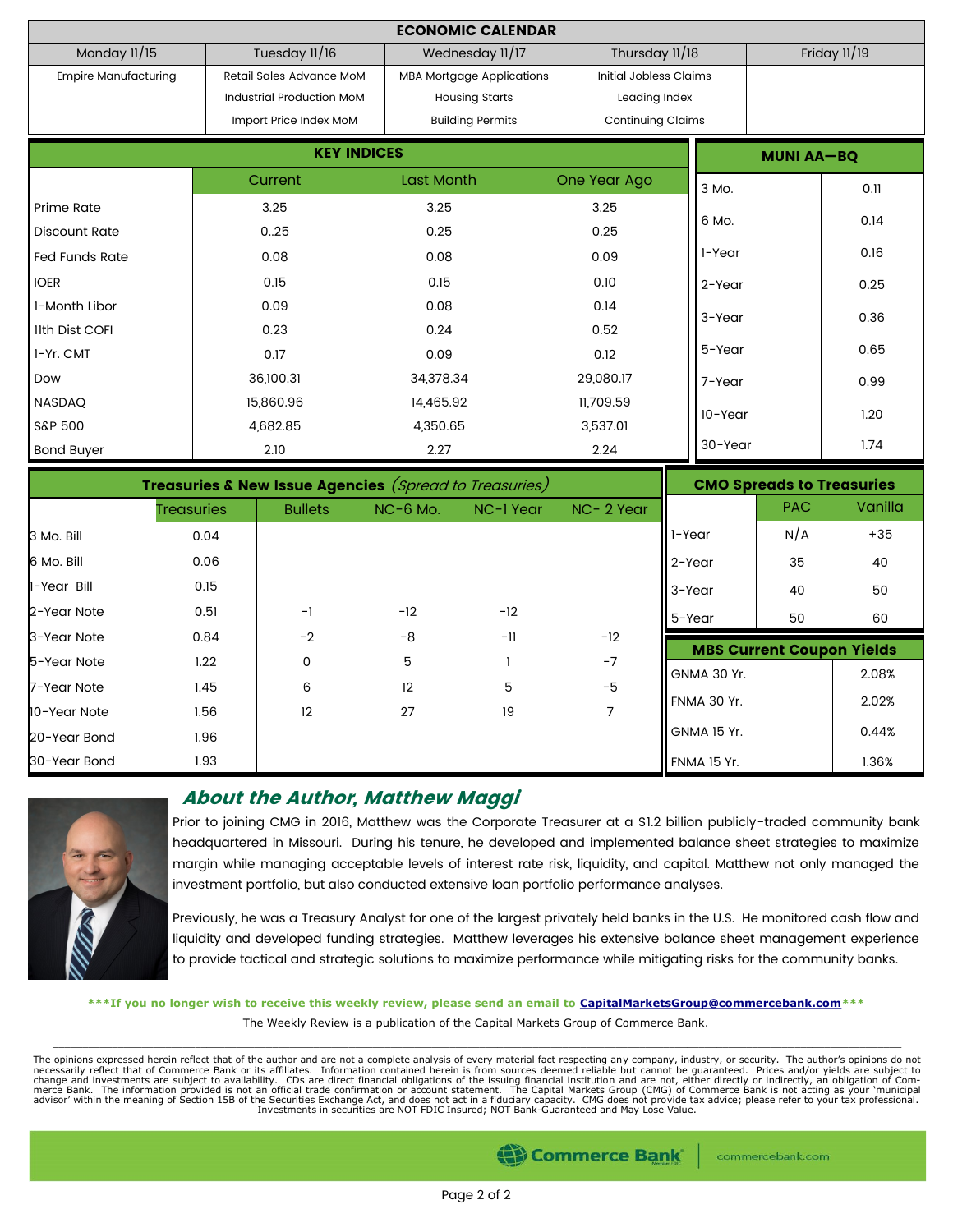## ECONOMIC CALENDAR

| Monday 11/15 | Tuesday 11/16 | Wednesday 11/17 | Thursday 11/18 | Friday 11/19 |
|---|---|---|---|---|
| Empire Manufacturing | Retail Sales Advance MoM | MBA Mortgage Applications | Initial Jobless Claims | |
| | Industrial Production MoM | Housing Starts | Leading Index | |
| | Import Price Index MoM | Building Permits | Continuing Claims | |

## KEY INDICES

| | Current | Last Month | One Year Ago |
|---|---|---|---|
| Prime Rate | 3.25 | 3.25 | 3.25 |
| Discount Rate | 0..25 | 0.25 | 0.25 |
| Fed Funds Rate | 0.08 | 0.08 | 0.09 |
| IOER | 0.15 | 0.15 | 0.10 |
| 1-Month Libor | 0.09 | 0.08 | 0.14 |
| 11th Dist COFI | 0.23 | 0.24 | 0.52 |
| 1-Yr. CMT | 0.17 | 0.09 | 0.12 |
| Dow | 36,100.31 | 34,378.34 | 29,080.17 |
| NASDAQ | 15,860.96 | 14,465.92 | 11,709.59 |
| S&P 500 | 4,682.85 | 4,350.65 | 3,537.01 |
| Bond Buyer | 2.10 | 2.27 | 2.24 |

## MUNI AA—BQ

| | |
|---|---|
| 3 Mo. | 0.11 |
| 6 Mo. | 0.14 |
| 1-Year | 0.16 |
| 2-Year | 0.25 |
| 3-Year | 0.36 |
| 5-Year | 0.65 |
| 7-Year | 0.99 |
| 10-Year | 1.20 |
| 30-Year | 1.74 |

## Treasuries & New Issue Agencies *(Spread to Treasuries)*

| | Treasuries | Bullets | NC-6 Mo. | NC-1 Year | NC- 2 Year |
|---|---|---|---|---|---|
| 3 Mo. Bill | 0.04 | | | | |
| 6 Mo. Bill | 0.06 | | | | |
| 1-Year Bill | 0.15 | | | | |
| 2-Year Note | 0.51 | -1 | -12 | -12 | |
| 3-Year Note | 0.84 | -2 | -8 | -11 | -12 |
| 5-Year Note | 1.22 | 0 | 5 | 1 | -7 |
| 7-Year Note | 1.45 | 6 | 12 | 5 | -5 |
| 10-Year Note | 1.56 | 12 | 27 | 19 | 7 |
| 20-Year Bond | 1.96 | | | | |
| 30-Year Bond | 1.93 | | | | |

## CMO Spreads to Treasuries

| | PAC | Vanilla |
|---|---|---|
| 1-Year | N/A | +35 |
| 2-Year | 35 | 40 |
| 3-Year | 40 | 50 |
| 5-Year | 50 | 60 |

## MBS Current Coupon Yields

| | |
|---|---|
| GNMA 30 Yr. | 2.08% |
| FNMA 30 Yr. | 2.02% |
| GNMA 15 Yr. | 0.44% |
| FNMA 15 Yr. | 1.36% |

## *About the Author, Matthew Maggi*

Prior to joining CMG in 2016, Matthew was the Corporate Treasurer at a $1.2 billion publicly-traded community bank headquartered in Missouri. During his tenure, he developed and implemented balance sheet strategies to maximize margin while managing acceptable levels of interest rate risk, liquidity, and capital. Matthew not only managed the investment portfolio, but also conducted extensive loan portfolio performance analyses.

Previously, he was a Treasury Analyst for one of the largest privately held banks in the U.S. He monitored cash flow and liquidity and developed funding strategies. Matthew leverages his extensive balance sheet management experience to provide tactical and strategic solutions to maximize performance while mitigating risks for the community banks.

**\*\*\*If you no longer wish to receive this weekly review, please send an email to CapitalMarketsGroup@commercebank.com\*\*\***

The Weekly Review is a publication of the Capital Markets Group of Commerce Bank.

The opinions expressed herein reflect that of the author and are not a complete analysis of every material fact respecting any company, industry, or security. The author's opinions do not necessarily reflect that of Commerce Bank or its affiliates. Information contained herein is from sources deemed reliable but cannot be guaranteed. Prices and/or yields are subject to change and investments are subject to availability. CDs are direct financial obligations of the issuing financial institution and are not, either directly or indirectly, an obligation of Commerce Bank. The information provided is not an official trade confirmation or account statement. The Capital Markets Group (CMG) of Commerce Bank is not acting as your 'municipal advisor' within the meaning of Section 15B of the Securities Exchange Act, and does not act in a fiduciary capacity. CMG does not provide tax advice; please refer to your tax professional. Investments in securities are NOT FDIC Insured; NOT Bank-Guaranteed and May Lose Value.

Commerce Bank | commercebank.com